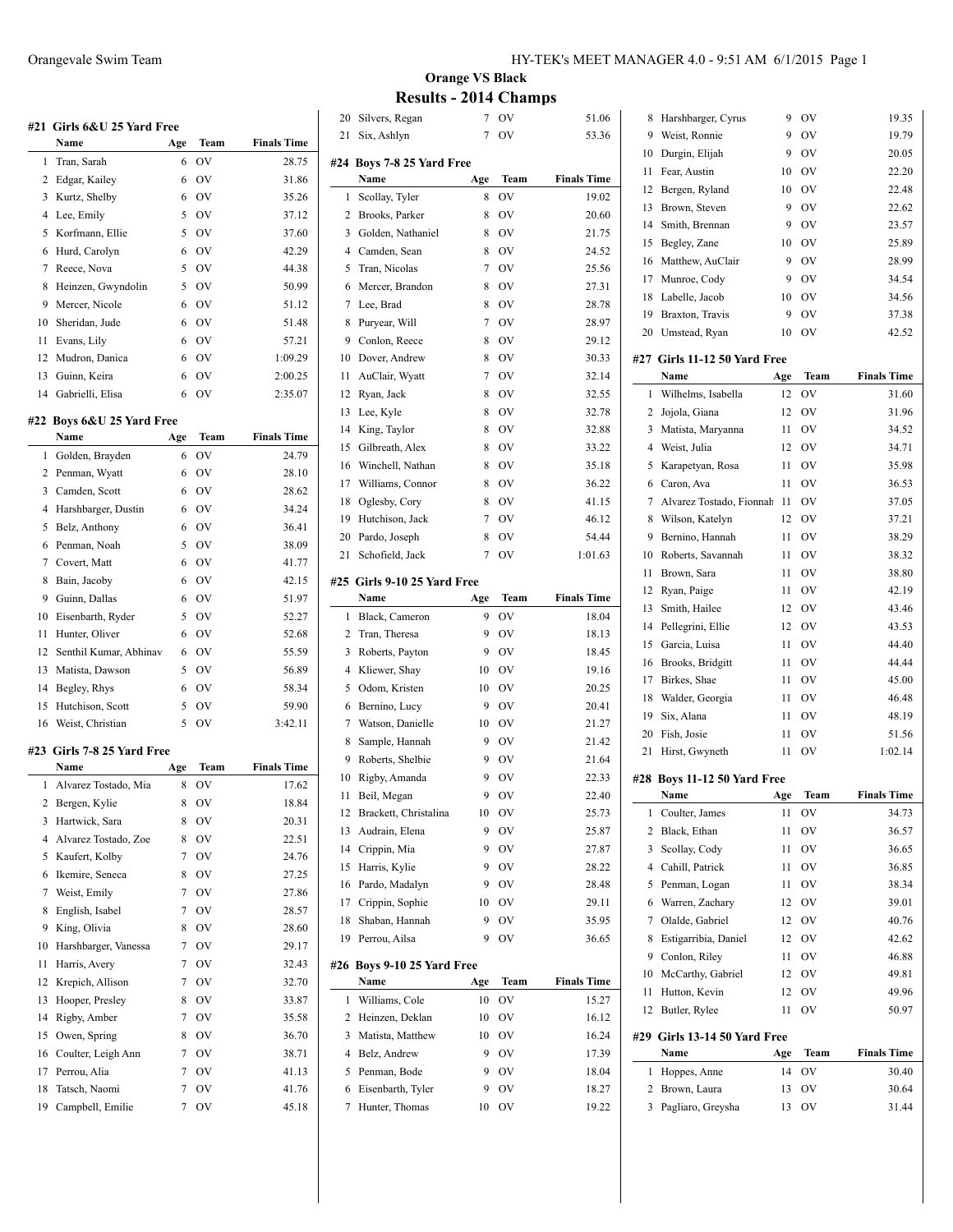## Orange VS Black

## Results - 2014 Champs

### #21 Girls 6&U 25 Yard Free

| | Name | Age | Team | Finals Time |
|---|---|---|---|---|
| 1 | Tran, Sarah | 6 | OV | 28.75 |
| 2 | Edgar, Kailey | 6 | OV | 31.86 |
| 3 | Kurtz, Shelby | 6 | OV | 35.26 |
| 4 | Lee, Emily | 5 | OV | 37.12 |
| 5 | Korfmann, Ellie | 5 | OV | 37.60 |
| 6 | Hurd, Carolyn | 6 | OV | 42.29 |
| 7 | Reece, Nova | 5 | OV | 44.38 |
| 8 | Heinzen, Gwyndolin | 5 | OV | 50.99 |
| 9 | Mercer, Nicole | 6 | OV | 51.12 |
| 10 | Sheridan, Jude | 6 | OV | 51.48 |
| 11 | Evans, Lily | 6 | OV | 57.21 |
| 12 | Mudron, Danica | 6 | OV | 1:09.29 |
| 13 | Guinn, Keira | 6 | OV | 2:00.25 |
| 14 | Gabrielli, Elisa | 6 | OV | 2:35.07 |

### #22 Boys 6&U 25 Yard Free

| | Name | Age | Team | Finals Time |
|---|---|---|---|---|
| 1 | Golden, Brayden | 6 | OV | 24.79 |
| 2 | Penman, Wyatt | 6 | OV | 28.10 |
| 3 | Camden, Scott | 6 | OV | 28.62 |
| 4 | Harshbarger, Dustin | 6 | OV | 34.24 |
| 5 | Belz, Anthony | 6 | OV | 36.41 |
| 6 | Penman, Noah | 5 | OV | 38.09 |
| 7 | Covert, Matt | 6 | OV | 41.77 |
| 8 | Bain, Jacoby | 6 | OV | 42.15 |
| 9 | Guinn, Dallas | 6 | OV | 51.97 |
| 10 | Eisenbarth, Ryder | 5 | OV | 52.27 |
| 11 | Hunter, Oliver | 6 | OV | 52.68 |
| 12 | Senthil Kumar, Abhinav | 6 | OV | 55.59 |
| 13 | Matista, Dawson | 5 | OV | 56.89 |
| 14 | Begley, Rhys | 6 | OV | 58.34 |
| 15 | Hutchison, Scott | 5 | OV | 59.90 |
| 16 | Weist, Christian | 5 | OV | 3:42.11 |

### #23 Girls 7-8 25 Yard Free

| | Name | Age | Team | Finals Time |
|---|---|---|---|---|
| 1 | Alvarez Tostado, Mia | 8 | OV | 17.62 |
| 2 | Bergen, Kylie | 8 | OV | 18.84 |
| 3 | Hartwick, Sara | 8 | OV | 20.31 |
| 4 | Alvarez Tostado, Zoe | 8 | OV | 22.51 |
| 5 | Kaufert, Kolby | 7 | OV | 24.76 |
| 6 | Ikemire, Seneca | 8 | OV | 27.25 |
| 7 | Weist, Emily | 7 | OV | 27.86 |
| 8 | English, Isabel | 7 | OV | 28.57 |
| 9 | King, Olivia | 8 | OV | 28.60 |
| 10 | Harshbarger, Vanessa | 7 | OV | 29.17 |
| 11 | Harris, Avery | 7 | OV | 32.43 |
| 12 | Krepich, Allison | 7 | OV | 32.70 |
| 13 | Hooper, Presley | 8 | OV | 33.87 |
| 14 | Rigby, Amber | 7 | OV | 35.58 |
| 15 | Owen, Spring | 8 | OV | 36.70 |
| 16 | Coulter, Leigh Ann | 7 | OV | 38.71 |
| 17 | Perrou, Alia | 7 | OV | 41.13 |
| 18 | Tatsch, Naomi | 7 | OV | 41.76 |
| 19 | Campbell, Emilie | 7 | OV | 45.18 |
| 20 | Silvers, Regan | 7 | OV | 51.06 |
| 21 | Six, Ashlyn | 7 | OV | 53.36 |

### #24 Boys 7-8 25 Yard Free

| | Name | Age | Team | Finals Time |
|---|---|---|---|---|
| 1 | Scollay, Tyler | 8 | OV | 19.02 |
| 2 | Brooks, Parker | 8 | OV | 20.60 |
| 3 | Golden, Nathaniel | 8 | OV | 21.75 |
| 4 | Camden, Sean | 8 | OV | 24.52 |
| 5 | Tran, Nicolas | 7 | OV | 25.56 |
| 6 | Mercer, Brandon | 8 | OV | 27.31 |
| 7 | Lee, Brad | 8 | OV | 28.78 |
| 8 | Puryear, Will | 7 | OV | 28.97 |
| 9 | Conlon, Reece | 8 | OV | 29.12 |
| 10 | Dover, Andrew | 8 | OV | 30.33 |
| 11 | AuClair, Wyatt | 7 | OV | 32.14 |
| 12 | Ryan, Jack | 8 | OV | 32.55 |
| 13 | Lee, Kyle | 8 | OV | 32.78 |
| 14 | King, Taylor | 8 | OV | 32.88 |
| 15 | Gilbreath, Alex | 8 | OV | 33.22 |
| 16 | Winchell, Nathan | 8 | OV | 35.18 |
| 17 | Williams, Connor | 8 | OV | 36.22 |
| 18 | Oglesby, Cory | 8 | OV | 41.15 |
| 19 | Hutchison, Jack | 7 | OV | 46.12 |
| 20 | Pardo, Joseph | 8 | OV | 54.44 |
| 21 | Schofield, Jack | 7 | OV | 1:01.63 |

### #25 Girls 9-10 25 Yard Free

| | Name | Age | Team | Finals Time |
|---|---|---|---|---|
| 1 | Black, Cameron | 9 | OV | 18.04 |
| 2 | Tran, Theresa | 9 | OV | 18.13 |
| 3 | Roberts, Payton | 9 | OV | 18.45 |
| 4 | Kliewer, Shay | 10 | OV | 19.16 |
| 5 | Odom, Kristen | 10 | OV | 20.25 |
| 6 | Bernino, Lucy | 9 | OV | 20.41 |
| 7 | Watson, Danielle | 10 | OV | 21.27 |
| 8 | Sample, Hannah | 9 | OV | 21.42 |
| 9 | Roberts, Shelbie | 9 | OV | 21.64 |
| 10 | Rigby, Amanda | 9 | OV | 22.33 |
| 11 | Beil, Megan | 9 | OV | 22.40 |
| 12 | Brackett, Christalina | 10 | OV | 25.73 |
| 13 | Audrain, Elena | 9 | OV | 25.87 |
| 14 | Crippin, Mia | 9 | OV | 27.87 |
| 15 | Harris, Kylie | 9 | OV | 28.22 |
| 16 | Pardo, Madalyn | 9 | OV | 28.48 |
| 17 | Crippin, Sophie | 10 | OV | 29.11 |
| 18 | Shaban, Hannah | 9 | OV | 35.95 |
| 19 | Perrou, Ailsa | 9 | OV | 36.65 |

### #26 Boys 9-10 25 Yard Free

| | Name | Age | Team | Finals Time |
|---|---|---|---|---|
| 1 | Williams, Cole | 10 | OV | 15.27 |
| 2 | Heinzen, Deklan | 10 | OV | 16.12 |
| 3 | Matista, Matthew | 10 | OV | 16.24 |
| 4 | Belz, Andrew | 9 | OV | 17.39 |
| 5 | Penman, Bode | 9 | OV | 18.04 |
| 6 | Eisenbarth, Tyler | 9 | OV | 18.27 |
| 7 | Hunter, Thomas | 10 | OV | 19.22 |
| 8 | Harshbarger, Cyrus | 9 | OV | 19.35 |
| 9 | Weist, Ronnie | 9 | OV | 19.79 |
| 10 | Durgin, Elijah | 9 | OV | 20.05 |
| 11 | Fear, Austin | 10 | OV | 22.20 |
| 12 | Bergen, Ryland | 10 | OV | 22.48 |
| 13 | Brown, Steven | 9 | OV | 22.62 |
| 14 | Smith, Brennan | 9 | OV | 23.57 |
| 15 | Begley, Zane | 10 | OV | 25.89 |
| 16 | Matthew, AuClair | 9 | OV | 28.99 |
| 17 | Munroe, Cody | 9 | OV | 34.54 |
| 18 | Labelle, Jacob | 10 | OV | 34.56 |
| 19 | Braxton, Travis | 9 | OV | 37.38 |
| 20 | Umstead, Ryan | 10 | OV | 42.52 |

### #27 Girls 11-12 50 Yard Free

| | Name | Age | Team | Finals Time |
|---|---|---|---|---|
| 1 | Wilhelms, Isabella | 12 | OV | 31.60 |
| 2 | Jojola, Giana | 12 | OV | 31.96 |
| 3 | Matista, Maryanna | 11 | OV | 34.52 |
| 4 | Weist, Julia | 12 | OV | 34.71 |
| 5 | Karapetyan, Rosa | 11 | OV | 35.98 |
| 6 | Caron, Ava | 11 | OV | 36.53 |
| 7 | Alvarez Tostado, Fionnah | 11 | OV | 37.05 |
| 8 | Wilson, Katelyn | 12 | OV | 37.21 |
| 9 | Bernino, Hannah | 11 | OV | 38.29 |
| 10 | Roberts, Savannah | 11 | OV | 38.32 |
| 11 | Brown, Sara | 11 | OV | 38.80 |
| 12 | Ryan, Paige | 11 | OV | 42.19 |
| 13 | Smith, Hailee | 12 | OV | 43.46 |
| 14 | Pellegrini, Ellie | 12 | OV | 43.53 |
| 15 | Garcia, Luisa | 11 | OV | 44.40 |
| 16 | Brooks, Bridgitt | 11 | OV | 44.44 |
| 17 | Birkes, Shae | 11 | OV | 45.00 |
| 18 | Walder, Georgia | 11 | OV | 46.48 |
| 19 | Six, Alana | 11 | OV | 48.19 |
| 20 | Fish, Josie | 11 | OV | 51.56 |
| 21 | Hirst, Gwyneth | 11 | OV | 1:02.14 |

### #28 Boys 11-12 50 Yard Free

| | Name | Age | Team | Finals Time |
|---|---|---|---|---|
| 1 | Coulter, James | 11 | OV | 34.73 |
| 2 | Black, Ethan | 11 | OV | 36.57 |
| 3 | Scollay, Cody | 11 | OV | 36.65 |
| 4 | Cahill, Patrick | 11 | OV | 36.85 |
| 5 | Penman, Logan | 11 | OV | 38.34 |
| 6 | Warren, Zachary | 12 | OV | 39.01 |
| 7 | Olalde, Gabriel | 12 | OV | 40.76 |
| 8 | Estigarribia, Daniel | 12 | OV | 42.62 |
| 9 | Conlon, Riley | 11 | OV | 46.88 |
| 10 | McCarthy, Gabriel | 12 | OV | 49.81 |
| 11 | Hutton, Kevin | 12 | OV | 49.96 |
| 12 | Butler, Rylee | 11 | OV | 50.97 |

### #29 Girls 13-14 50 Yard Free

| | Name | Age | Team | Finals Time |
|---|---|---|---|---|
| 1 | Hoppes, Anne | 14 | OV | 30.40 |
| 2 | Brown, Laura | 13 | OV | 30.64 |
| 3 | Pagliaro, Greysha | 13 | OV | 31.44 |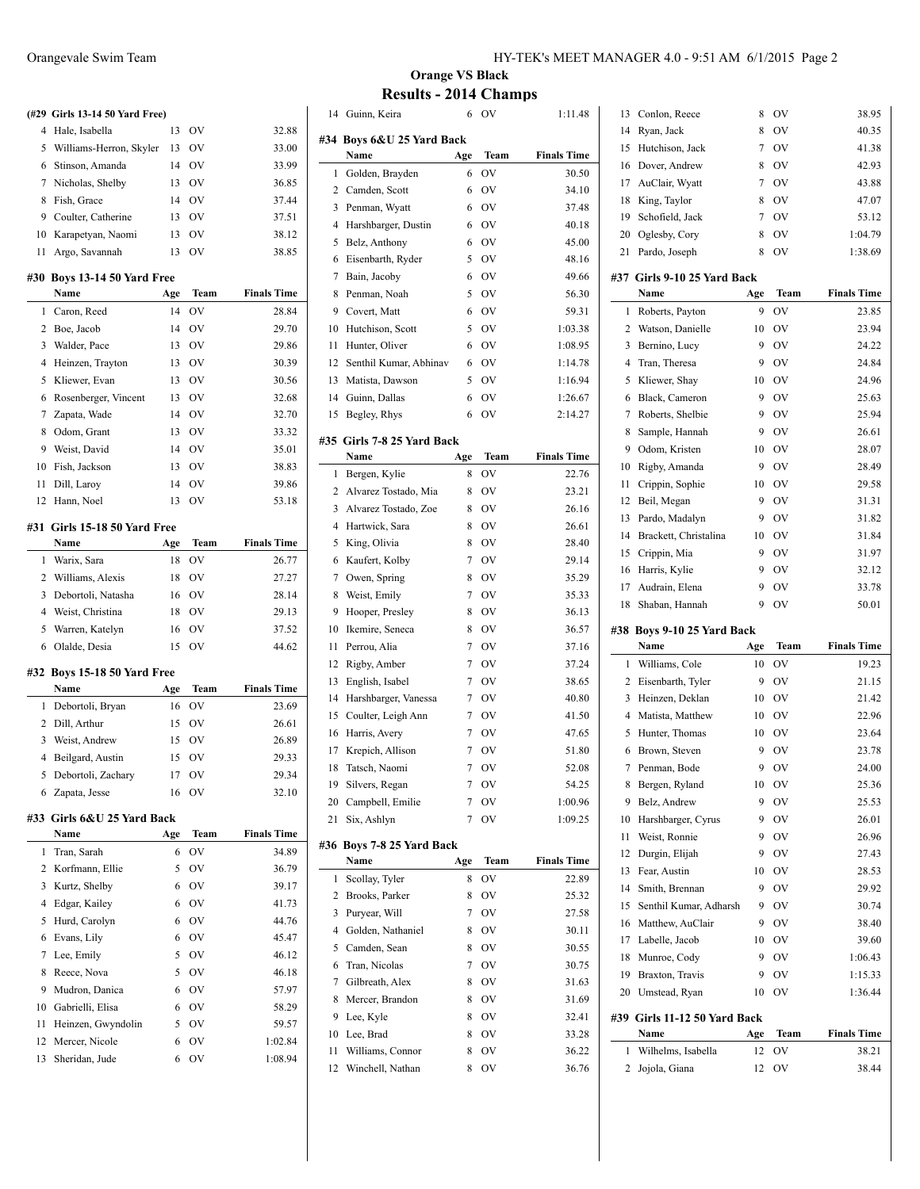## Orange VS Black

## Results - 2014 Champs

### (#29 Girls 13-14 50 Yard Free)

| | Name | Age | Team | Finals Time |
|---|---|---|---|---|
| 4 | Hale, Isabella | 13 | OV | 32.88 |
| 5 | Williams-Herron, Skyler | 13 | OV | 33.00 |
| 6 | Stinson, Amanda | 14 | OV | 33.99 |
| 7 | Nicholas, Shelby | 13 | OV | 36.85 |
| 8 | Fish, Grace | 14 | OV | 37.44 |
| 9 | Coulter, Catherine | 13 | OV | 37.51 |
| 10 | Karapetyan, Naomi | 13 | OV | 38.12 |
| 11 | Argo, Savannah | 13 | OV | 38.85 |

### #30 Boys 13-14 50 Yard Free

| | Name | Age | Team | Finals Time |
|---|---|---|---|---|
| 1 | Caron, Reed | 14 | OV | 28.84 |
| 2 | Boe, Jacob | 14 | OV | 29.70 |
| 3 | Walder, Pace | 13 | OV | 29.86 |
| 4 | Heinzen, Trayton | 13 | OV | 30.39 |
| 5 | Kliewer, Evan | 13 | OV | 30.56 |
| 6 | Rosenberger, Vincent | 13 | OV | 32.68 |
| 7 | Zapata, Wade | 14 | OV | 32.70 |
| 8 | Odom, Grant | 13 | OV | 33.32 |
| 9 | Weist, David | 14 | OV | 35.01 |
| 10 | Fish, Jackson | 13 | OV | 38.83 |
| 11 | Dill, Laroy | 14 | OV | 39.86 |
| 12 | Hann, Noel | 13 | OV | 53.18 |

### #31 Girls 15-18 50 Yard Free

| | Name | Age | Team | Finals Time |
|---|---|---|---|---|
| 1 | Warix, Sara | 18 | OV | 26.77 |
| 2 | Williams, Alexis | 18 | OV | 27.27 |
| 3 | Debortoli, Natasha | 16 | OV | 28.14 |
| 4 | Weist, Christina | 18 | OV | 29.13 |
| 5 | Warren, Katelyn | 16 | OV | 37.52 |
| 6 | Olalde, Desia | 15 | OV | 44.62 |

### #32 Boys 15-18 50 Yard Free

| | Name | Age | Team | Finals Time |
|---|---|---|---|---|
| 1 | Debortoli, Bryan | 16 | OV | 23.69 |
| 2 | Dill, Arthur | 15 | OV | 26.61 |
| 3 | Weist, Andrew | 15 | OV | 26.89 |
| 4 | Beilgard, Austin | 15 | OV | 29.33 |
| 5 | Debortoli, Zachary | 17 | OV | 29.34 |
| 6 | Zapata, Jesse | 16 | OV | 32.10 |

### #33 Girls 6&U 25 Yard Back

| | Name | Age | Team | Finals Time |
|---|---|---|---|---|
| 1 | Tran, Sarah | 6 | OV | 34.89 |
| 2 | Korfmann, Ellie | 5 | OV | 36.79 |
| 3 | Kurtz, Shelby | 6 | OV | 39.17 |
| 4 | Edgar, Kailey | 6 | OV | 41.73 |
| 5 | Hurd, Carolyn | 6 | OV | 44.76 |
| 6 | Evans, Lily | 6 | OV | 45.47 |
| 7 | Lee, Emily | 5 | OV | 46.12 |
| 8 | Reece, Nova | 5 | OV | 46.18 |
| 9 | Mudron, Danica | 6 | OV | 57.97 |
| 10 | Gabrielli, Elisa | 6 | OV | 58.29 |
| 11 | Heinzen, Gwyndolin | 5 | OV | 59.57 |
| 12 | Mercer, Nicole | 6 | OV | 1:02.84 |
| 13 | Sheridan, Jude | 6 | OV | 1:08.94 |
| 14 | Guinn, Keira | 6 | OV | 1:11.48 |

### #34 Boys 6&U 25 Yard Back

| | Name | Age | Team | Finals Time |
|---|---|---|---|---|
| 1 | Golden, Brayden | 6 | OV | 30.50 |
| 2 | Camden, Scott | 6 | OV | 34.10 |
| 3 | Penman, Wyatt | 6 | OV | 37.48 |
| 4 | Harshbarger, Dustin | 6 | OV | 40.18 |
| 5 | Belz, Anthony | 6 | OV | 45.00 |
| 6 | Eisenbarth, Ryder | 5 | OV | 48.16 |
| 7 | Bain, Jacoby | 6 | OV | 49.66 |
| 8 | Penman, Noah | 5 | OV | 56.30 |
| 9 | Covert, Matt | 6 | OV | 59.31 |
| 10 | Hutchison, Scott | 5 | OV | 1:03.38 |
| 11 | Hunter, Oliver | 6 | OV | 1:08.95 |
| 12 | Senthil Kumar, Abhinav | 6 | OV | 1:14.78 |
| 13 | Matista, Dawson | 5 | OV | 1:16.94 |
| 14 | Guinn, Dallas | 6 | OV | 1:26.67 |
| 15 | Begley, Rhys | 6 | OV | 2:14.27 |

### #35 Girls 7-8 25 Yard Back

| | Name | Age | Team | Finals Time |
|---|---|---|---|---|
| 1 | Bergen, Kylie | 8 | OV | 22.76 |
| 2 | Alvarez Tostado, Mia | 8 | OV | 23.21 |
| 3 | Alvarez Tostado, Zoe | 8 | OV | 26.16 |
| 4 | Hartwick, Sara | 8 | OV | 26.61 |
| 5 | King, Olivia | 8 | OV | 28.40 |
| 6 | Kaufert, Kolby | 7 | OV | 29.14 |
| 7 | Owen, Spring | 8 | OV | 35.29 |
| 8 | Weist, Emily | 7 | OV | 35.33 |
| 9 | Hooper, Presley | 8 | OV | 36.13 |
| 10 | Ikemire, Seneca | 8 | OV | 36.57 |
| 11 | Perrou, Alia | 7 | OV | 37.16 |
| 12 | Rigby, Amber | 7 | OV | 37.24 |
| 13 | English, Isabel | 7 | OV | 38.65 |
| 14 | Harshbarger, Vanessa | 7 | OV | 40.80 |
| 15 | Coulter, Leigh Ann | 7 | OV | 41.50 |
| 16 | Harris, Avery | 7 | OV | 47.65 |
| 17 | Krepich, Allison | 7 | OV | 51.80 |
| 18 | Tatsch, Naomi | 7 | OV | 52.08 |
| 19 | Silvers, Regan | 7 | OV | 54.25 |
| 20 | Campbell, Emilie | 7 | OV | 1:00.96 |
| 21 | Six, Ashlyn | 7 | OV | 1:09.25 |

### #36 Boys 7-8 25 Yard Back

| | Name | Age | Team | Finals Time |
|---|---|---|---|---|
| 1 | Scollay, Tyler | 8 | OV | 22.89 |
| 2 | Brooks, Parker | 8 | OV | 25.32 |
| 3 | Puryear, Will | 7 | OV | 27.58 |
| 4 | Golden, Nathaniel | 8 | OV | 30.11 |
| 5 | Camden, Sean | 8 | OV | 30.55 |
| 6 | Tran, Nicolas | 7 | OV | 30.75 |
| 7 | Gilbreath, Alex | 8 | OV | 31.63 |
| 8 | Mercer, Brandon | 8 | OV | 31.69 |
| 9 | Lee, Kyle | 8 | OV | 32.41 |
| 10 | Lee, Brad | 8 | OV | 33.28 |
| 11 | Williams, Connor | 8 | OV | 36.22 |
| 12 | Winchell, Nathan | 8 | OV | 36.76 |
| 13 | Conlon, Reece | 8 | OV | 38.95 |
| 14 | Ryan, Jack | 8 | OV | 40.35 |
| 15 | Hutchison, Jack | 7 | OV | 41.38 |
| 16 | Dover, Andrew | 8 | OV | 42.93 |
| 17 | AuClair, Wyatt | 7 | OV | 43.88 |
| 18 | King, Taylor | 8 | OV | 47.07 |
| 19 | Schofield, Jack | 7 | OV | 53.12 |
| 20 | Oglesby, Cory | 8 | OV | 1:04.79 |
| 21 | Pardo, Joseph | 8 | OV | 1:38.69 |

### #37 Girls 9-10 25 Yard Back

| | Name | Age | Team | Finals Time |
|---|---|---|---|---|
| 1 | Roberts, Payton | 9 | OV | 23.85 |
| 2 | Watson, Danielle | 10 | OV | 23.94 |
| 3 | Bernino, Lucy | 9 | OV | 24.22 |
| 4 | Tran, Theresa | 9 | OV | 24.84 |
| 5 | Kliewer, Shay | 10 | OV | 24.96 |
| 6 | Black, Cameron | 9 | OV | 25.63 |
| 7 | Roberts, Shelbie | 9 | OV | 25.94 |
| 8 | Sample, Hannah | 9 | OV | 26.61 |
| 9 | Odom, Kristen | 10 | OV | 28.07 |
| 10 | Rigby, Amanda | 9 | OV | 28.49 |
| 11 | Crippin, Sophie | 10 | OV | 29.58 |
| 12 | Beil, Megan | 9 | OV | 31.31 |
| 13 | Pardo, Madalyn | 9 | OV | 31.82 |
| 14 | Brackett, Christalina | 10 | OV | 31.84 |
| 15 | Crippin, Mia | 9 | OV | 31.97 |
| 16 | Harris, Kylie | 9 | OV | 32.12 |
| 17 | Audrain, Elena | 9 | OV | 33.78 |
| 18 | Shaban, Hannah | 9 | OV | 50.01 |

### #38 Boys 9-10 25 Yard Back

| | Name | Age | Team | Finals Time |
|---|---|---|---|---|
| 1 | Williams, Cole | 10 | OV | 19.23 |
| 2 | Eisenbarth, Tyler | 9 | OV | 21.15 |
| 3 | Heinzen, Deklan | 10 | OV | 21.42 |
| 4 | Matista, Matthew | 10 | OV | 22.96 |
| 5 | Hunter, Thomas | 10 | OV | 23.64 |
| 6 | Brown, Steven | 9 | OV | 23.78 |
| 7 | Penman, Bode | 9 | OV | 24.00 |
| 8 | Bergen, Ryland | 10 | OV | 25.36 |
| 9 | Belz, Andrew | 9 | OV | 25.53 |
| 10 | Harshbarger, Cyrus | 9 | OV | 26.01 |
| 11 | Weist, Ronnie | 9 | OV | 26.96 |
| 12 | Durgin, Elijah | 9 | OV | 27.43 |
| 13 | Fear, Austin | 10 | OV | 28.53 |
| 14 | Smith, Brennan | 9 | OV | 29.92 |
| 15 | Senthil Kumar, Adharsh | 9 | OV | 30.74 |
| 16 | Matthew, AuClair | 9 | OV | 38.40 |
| 17 | Labelle, Jacob | 10 | OV | 39.60 |
| 18 | Munroe, Cody | 9 | OV | 1:06.43 |
| 19 | Braxton, Travis | 9 | OV | 1:15.33 |
| 20 | Umstead, Ryan | 10 | OV | 1:36.44 |

### #39 Girls 11-12 50 Yard Back

| | Name | Age | Team | Finals Time |
|---|---|---|---|---|
| 1 | Wilhelms, Isabella | 12 | OV | 38.21 |
| 2 | Jojola, Giana | 12 | OV | 38.44 |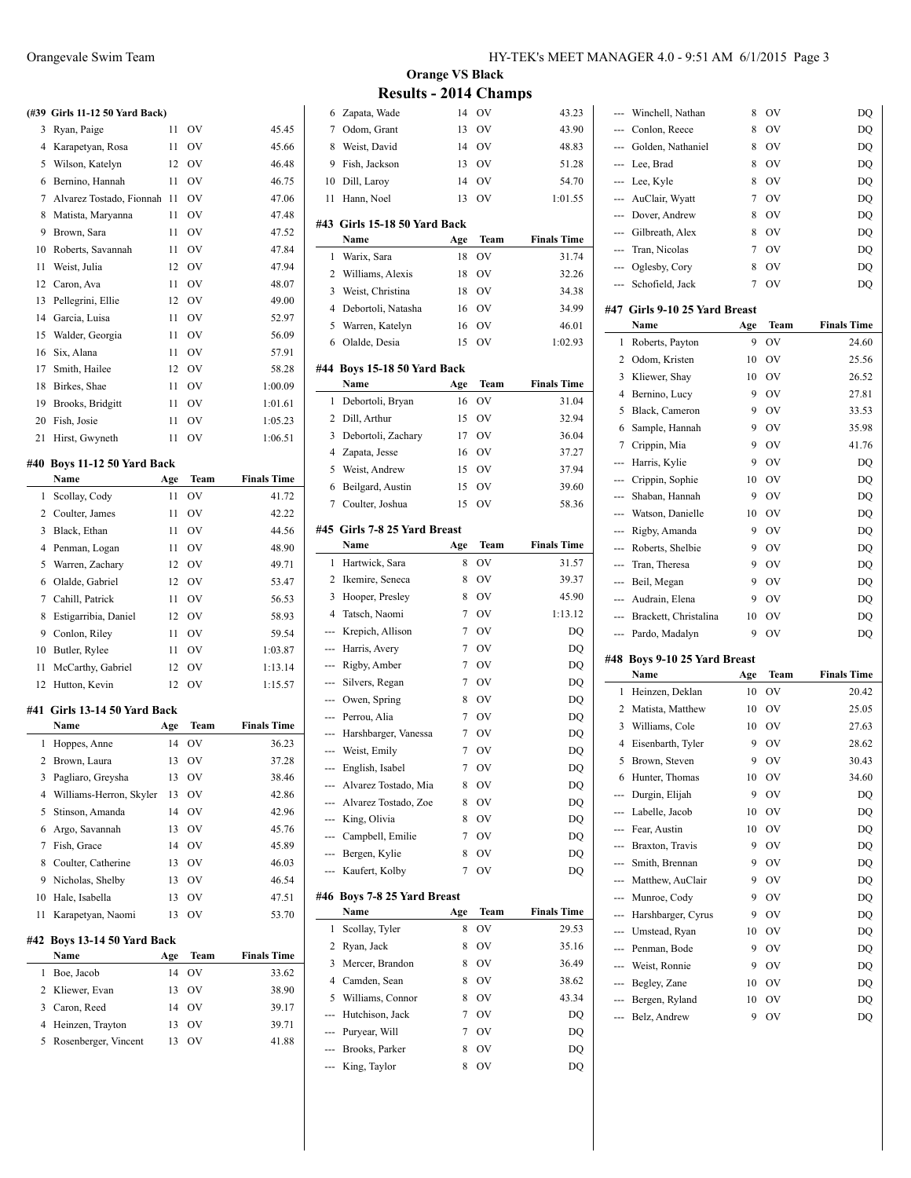## Orange VS Black

## Results - 2014 Champs

### (#39 Girls 11-12 50 Yard Back)

| | Name | Age | Team | Finals Time |
|---|---|---|---|---|
| 3 | Ryan, Paige | 11 | OV | 45.45 |
| 4 | Karapetyan, Rosa | 11 | OV | 45.66 |
| 5 | Wilson, Katelyn | 12 | OV | 46.48 |
| 6 | Bernino, Hannah | 11 | OV | 46.75 |
| 7 | Alvarez Tostado, Fionnah | 11 | OV | 47.06 |
| 8 | Matista, Maryanna | 11 | OV | 47.48 |
| 9 | Brown, Sara | 11 | OV | 47.52 |
| 10 | Roberts, Savannah | 11 | OV | 47.84 |
| 11 | Weist, Julia | 12 | OV | 47.94 |
| 12 | Caron, Ava | 11 | OV | 48.07 |
| 13 | Pellegrini, Ellie | 12 | OV | 49.00 |
| 14 | Garcia, Luisa | 11 | OV | 52.97 |
| 15 | Walder, Georgia | 11 | OV | 56.09 |
| 16 | Six, Alana | 11 | OV | 57.91 |
| 17 | Smith, Hailee | 12 | OV | 58.28 |
| 18 | Birkes, Shae | 11 | OV | 1:00.09 |
| 19 | Brooks, Bridgitt | 11 | OV | 1:01.61 |
| 20 | Fish, Josie | 11 | OV | 1:05.23 |
| 21 | Hirst, Gwyneth | 11 | OV | 1:06.51 |

### #40 Boys 11-12 50 Yard Back

| | Name | Age | Team | Finals Time |
|---|---|---|---|---|
| 1 | Scollay, Cody | 11 | OV | 41.72 |
| 2 | Coulter, James | 11 | OV | 42.22 |
| 3 | Black, Ethan | 11 | OV | 44.56 |
| 4 | Penman, Logan | 11 | OV | 48.90 |
| 5 | Warren, Zachary | 12 | OV | 49.71 |
| 6 | Olalde, Gabriel | 12 | OV | 53.47 |
| 7 | Cahill, Patrick | 11 | OV | 56.53 |
| 8 | Estigarribia, Daniel | 12 | OV | 58.93 |
| 9 | Conlon, Riley | 11 | OV | 59.54 |
| 10 | Butler, Rylee | 11 | OV | 1:03.87 |
| 11 | McCarthy, Gabriel | 12 | OV | 1:13.14 |
| 12 | Hutton, Kevin | 12 | OV | 1:15.57 |

### #41 Girls 13-14 50 Yard Back

| | Name | Age | Team | Finals Time |
|---|---|---|---|---|
| 1 | Hoppes, Anne | 14 | OV | 36.23 |
| 2 | Brown, Laura | 13 | OV | 37.28 |
| 3 | Pagliaro, Greysha | 13 | OV | 38.46 |
| 4 | Williams-Herron, Skyler | 13 | OV | 42.86 |
| 5 | Stinson, Amanda | 14 | OV | 42.96 |
| 6 | Argo, Savannah | 13 | OV | 45.76 |
| 7 | Fish, Grace | 14 | OV | 45.89 |
| 8 | Coulter, Catherine | 13 | OV | 46.03 |
| 9 | Nicholas, Shelby | 13 | OV | 46.54 |
| 10 | Hale, Isabella | 13 | OV | 47.51 |
| 11 | Karapetyan, Naomi | 13 | OV | 53.70 |

### #42 Boys 13-14 50 Yard Back

| | Name | Age | Team | Finals Time |
|---|---|---|---|---|
| 1 | Boe, Jacob | 14 | OV | 33.62 |
| 2 | Kliewer, Evan | 13 | OV | 38.90 |
| 3 | Caron, Reed | 14 | OV | 39.17 |
| 4 | Heinzen, Trayton | 13 | OV | 39.71 |
| 5 | Rosenberger, Vincent | 13 | OV | 41.88 |
| 6 | Zapata, Wade | 14 | OV | 43.23 |
| 7 | Odom, Grant | 13 | OV | 43.90 |
| 8 | Weist, David | 14 | OV | 48.83 |
| 9 | Fish, Jackson | 13 | OV | 51.28 |
| 10 | Dill, Laroy | 14 | OV | 54.70 |
| 11 | Hann, Noel | 13 | OV | 1:01.55 |

### #43 Girls 15-18 50 Yard Back

| | Name | Age | Team | Finals Time |
|---|---|---|---|---|
| 1 | Warix, Sara | 18 | OV | 31.74 |
| 2 | Williams, Alexis | 18 | OV | 32.26 |
| 3 | Weist, Christina | 18 | OV | 34.38 |
| 4 | Debortoli, Natasha | 16 | OV | 34.99 |
| 5 | Warren, Katelyn | 16 | OV | 46.01 |
| 6 | Olalde, Desia | 15 | OV | 1:02.93 |

### #44 Boys 15-18 50 Yard Back

| | Name | Age | Team | Finals Time |
|---|---|---|---|---|
| 1 | Debortoli, Bryan | 16 | OV | 31.04 |
| 2 | Dill, Arthur | 15 | OV | 32.94 |
| 3 | Debortoli, Zachary | 17 | OV | 36.04 |
| 4 | Zapata, Jesse | 16 | OV | 37.27 |
| 5 | Weist, Andrew | 15 | OV | 37.94 |
| 6 | Beilgard, Austin | 15 | OV | 39.60 |
| 7 | Coulter, Joshua | 15 | OV | 58.36 |

### #45 Girls 7-8 25 Yard Breast

| | Name | Age | Team | Finals Time |
|---|---|---|---|---|
| 1 | Hartwick, Sara | 8 | OV | 31.57 |
| 2 | Ikemire, Seneca | 8 | OV | 39.37 |
| 3 | Hooper, Presley | 8 | OV | 45.90 |
| 4 | Tatsch, Naomi | 7 | OV | 1:13.12 |
| --- | Krepich, Allison | 7 | OV | DQ |
| --- | Harris, Avery | 7 | OV | DQ |
| --- | Rigby, Amber | 7 | OV | DQ |
| --- | Silvers, Regan | 7 | OV | DQ |
| --- | Owen, Spring | 8 | OV | DQ |
| --- | Perrou, Alia | 7 | OV | DQ |
| --- | Harshbarger, Vanessa | 7 | OV | DQ |
| --- | Weist, Emily | 7 | OV | DQ |
| --- | English, Isabel | 7 | OV | DQ |
| --- | Alvarez Tostado, Mia | 8 | OV | DQ |
| --- | Alvarez Tostado, Zoe | 8 | OV | DQ |
| --- | King, Olivia | 8 | OV | DQ |
| --- | Campbell, Emilie | 7 | OV | DQ |
| --- | Bergen, Kylie | 8 | OV | DQ |
| --- | Kaufert, Kolby | 7 | OV | DQ |

### #46 Boys 7-8 25 Yard Breast

| | Name | Age | Team | Finals Time |
|---|---|---|---|---|
| 1 | Scollay, Tyler | 8 | OV | 29.53 |
| 2 | Ryan, Jack | 8 | OV | 35.16 |
| 3 | Mercer, Brandon | 8 | OV | 36.49 |
| 4 | Camden, Sean | 8 | OV | 38.62 |
| 5 | Williams, Connor | 8 | OV | 43.34 |
| --- | Hutchison, Jack | 7 | OV | DQ |
| --- | Puryear, Will | 7 | OV | DQ |
| --- | Brooks, Parker | 8 | OV | DQ |
| --- | King, Taylor | 8 | OV | DQ |
| --- | Winchell, Nathan | 8 | OV | DQ |
| --- | Conlon, Reece | 8 | OV | DQ |
| --- | Golden, Nathaniel | 8 | OV | DQ |
| --- | Lee, Brad | 8 | OV | DQ |
| --- | Lee, Kyle | 8 | OV | DQ |
| --- | AuClair, Wyatt | 7 | OV | DQ |
| --- | Dover, Andrew | 8 | OV | DQ |
| --- | Gilbreath, Alex | 8 | OV | DQ |
| --- | Tran, Nicolas | 7 | OV | DQ |
| --- | Oglesby, Cory | 8 | OV | DQ |
| --- | Schofield, Jack | 7 | OV | DQ |

### #47 Girls 9-10 25 Yard Breast

| | Name | Age | Team | Finals Time |
|---|---|---|---|---|
| 1 | Roberts, Payton | 9 | OV | 24.60 |
| 2 | Odom, Kristen | 10 | OV | 25.56 |
| 3 | Kliewer, Shay | 10 | OV | 26.52 |
| 4 | Bernino, Lucy | 9 | OV | 27.81 |
| 5 | Black, Cameron | 9 | OV | 33.53 |
| 6 | Sample, Hannah | 9 | OV | 35.98 |
| 7 | Crippin, Mia | 9 | OV | 41.76 |
| --- | Harris, Kylie | 9 | OV | DQ |
| --- | Crippin, Sophie | 10 | OV | DQ |
| --- | Shaban, Hannah | 9 | OV | DQ |
| --- | Watson, Danielle | 10 | OV | DQ |
| --- | Rigby, Amanda | 9 | OV | DQ |
| --- | Roberts, Shelbie | 9 | OV | DQ |
| --- | Tran, Theresa | 9 | OV | DQ |
| --- | Beil, Megan | 9 | OV | DQ |
| --- | Audrain, Elena | 9 | OV | DQ |
| --- | Brackett, Christalina | 10 | OV | DQ |
| --- | Pardo, Madalyn | 9 | OV | DQ |

### #48 Boys 9-10 25 Yard Breast

| | Name | Age | Team | Finals Time |
|---|---|---|---|---|
| 1 | Heinzen, Deklan | 10 | OV | 20.42 |
| 2 | Matista, Matthew | 10 | OV | 25.05 |
| 3 | Williams, Cole | 10 | OV | 27.63 |
| 4 | Eisenbarth, Tyler | 9 | OV | 28.62 |
| 5 | Brown, Steven | 9 | OV | 30.43 |
| 6 | Hunter, Thomas | 10 | OV | 34.60 |
| --- | Durgin, Elijah | 9 | OV | DQ |
| --- | Labelle, Jacob | 10 | OV | DQ |
| --- | Fear, Austin | 10 | OV | DQ |
| --- | Braxton, Travis | 9 | OV | DQ |
| --- | Smith, Brennan | 9 | OV | DQ |
| --- | Matthew, AuClair | 9 | OV | DQ |
| --- | Munroe, Cody | 9 | OV | DQ |
| --- | Harshbarger, Cyrus | 9 | OV | DQ |
| --- | Umstead, Ryan | 10 | OV | DQ |
| --- | Penman, Bode | 9 | OV | DQ |
| --- | Weist, Ronnie | 9 | OV | DQ |
| --- | Begley, Zane | 10 | OV | DQ |
| --- | Bergen, Ryland | 10 | OV | DQ |
| --- | Belz, Andrew | 9 | OV | DQ |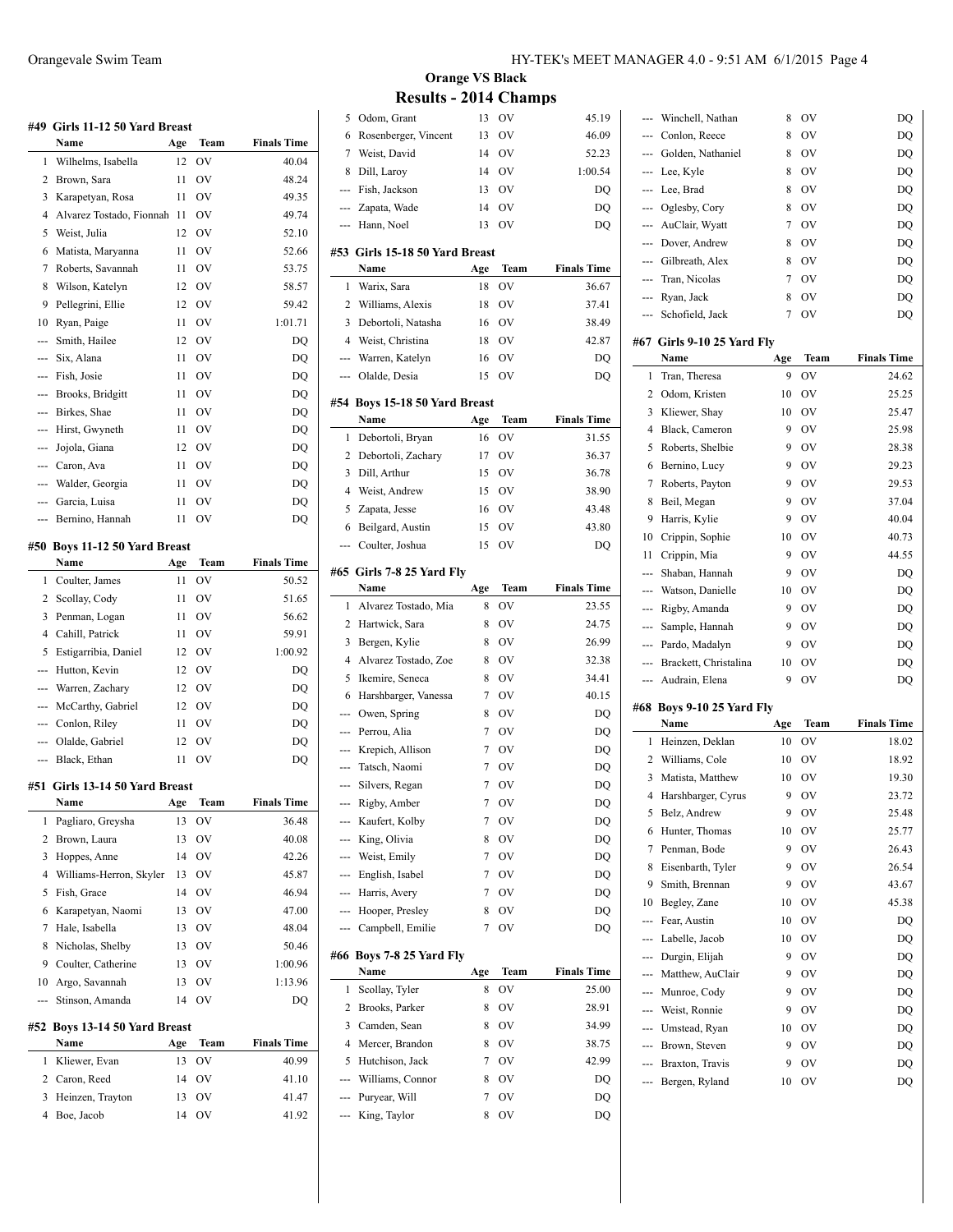## Orange VS Black

## Results - 2014 Champs

### #49 Girls 11-12 50 Yard Breast

| | Name | Age | Team | Finals Time |
|---|---|---|---|---|
| 1 | Wilhelms, Isabella | 12 | OV | 40.04 |
| 2 | Brown, Sara | 11 | OV | 48.24 |
| 3 | Karapetyan, Rosa | 11 | OV | 49.35 |
| 4 | Alvarez Tostado, Fionnah | 11 | OV | 49.74 |
| 5 | Weist, Julia | 12 | OV | 52.10 |
| 6 | Matista, Maryanna | 11 | OV | 52.66 |
| 7 | Roberts, Savannah | 11 | OV | 53.75 |
| 8 | Wilson, Katelyn | 12 | OV | 58.57 |
| 9 | Pellegrini, Ellie | 12 | OV | 59.42 |
| 10 | Ryan, Paige | 11 | OV | 1:01.71 |
| --- | Smith, Hailee | 12 | OV | DQ |
| --- | Six, Alana | 11 | OV | DQ |
| --- | Fish, Josie | 11 | OV | DQ |
| --- | Brooks, Bridgitt | 11 | OV | DQ |
| --- | Birkes, Shae | 11 | OV | DQ |
| --- | Hirst, Gwyneth | 11 | OV | DQ |
| --- | Jojola, Giana | 12 | OV | DQ |
| --- | Caron, Ava | 11 | OV | DQ |
| --- | Walder, Georgia | 11 | OV | DQ |
| --- | Garcia, Luisa | 11 | OV | DQ |
| --- | Bernino, Hannah | 11 | OV | DQ |

### #50 Boys 11-12 50 Yard Breast

| | Name | Age | Team | Finals Time |
|---|---|---|---|---|
| 1 | Coulter, James | 11 | OV | 50.52 |
| 2 | Scollay, Cody | 11 | OV | 51.65 |
| 3 | Penman, Logan | 11 | OV | 56.62 |
| 4 | Cahill, Patrick | 11 | OV | 59.91 |
| 5 | Estigarribia, Daniel | 12 | OV | 1:00.92 |
| --- | Hutton, Kevin | 12 | OV | DQ |
| --- | Warren, Zachary | 12 | OV | DQ |
| --- | McCarthy, Gabriel | 12 | OV | DQ |
| --- | Conlon, Riley | 11 | OV | DQ |
| --- | Olalde, Gabriel | 12 | OV | DQ |
| --- | Black, Ethan | 11 | OV | DQ |

### #51 Girls 13-14 50 Yard Breast

| | Name | Age | Team | Finals Time |
|---|---|---|---|---|
| 1 | Pagliaro, Greysha | 13 | OV | 36.48 |
| 2 | Brown, Laura | 13 | OV | 40.08 |
| 3 | Hoppes, Anne | 14 | OV | 42.26 |
| 4 | Williams-Herron, Skyler | 13 | OV | 45.87 |
| 5 | Fish, Grace | 14 | OV | 46.94 |
| 6 | Karapetyan, Naomi | 13 | OV | 47.00 |
| 7 | Hale, Isabella | 13 | OV | 48.04 |
| 8 | Nicholas, Shelby | 13 | OV | 50.46 |
| 9 | Coulter, Catherine | 13 | OV | 1:00.96 |
| 10 | Argo, Savannah | 13 | OV | 1:13.96 |
| --- | Stinson, Amanda | 14 | OV | DQ |

### #52 Boys 13-14 50 Yard Breast

| | Name | Age | Team | Finals Time |
|---|---|---|---|---|
| 1 | Kliewer, Evan | 13 | OV | 40.99 |
| 2 | Caron, Reed | 14 | OV | 41.10 |
| 3 | Heinzen, Trayton | 13 | OV | 41.47 |
| 4 | Boe, Jacob | 14 | OV | 41.92 |
| 5 | Odom, Grant | 13 | OV | 45.19 |
| 6 | Rosenberger, Vincent | 13 | OV | 46.09 |
| 7 | Weist, David | 14 | OV | 52.23 |
| 8 | Dill, Laroy | 14 | OV | 1:00.54 |
| --- | Fish, Jackson | 13 | OV | DQ |
| --- | Zapata, Wade | 14 | OV | DQ |
| --- | Hann, Noel | 13 | OV | DQ |

### #53 Girls 15-18 50 Yard Breast

| | Name | Age | Team | Finals Time |
|---|---|---|---|---|
| 1 | Warix, Sara | 18 | OV | 36.67 |
| 2 | Williams, Alexis | 18 | OV | 37.41 |
| 3 | Debortoli, Natasha | 16 | OV | 38.49 |
| 4 | Weist, Christina | 18 | OV | 42.87 |
| --- | Warren, Katelyn | 16 | OV | DQ |
| --- | Olalde, Desia | 15 | OV | DQ |

### #54 Boys 15-18 50 Yard Breast

| | Name | Age | Team | Finals Time |
|---|---|---|---|---|
| 1 | Debortoli, Bryan | 16 | OV | 31.55 |
| 2 | Debortoli, Zachary | 17 | OV | 36.37 |
| 3 | Dill, Arthur | 15 | OV | 36.78 |
| 4 | Weist, Andrew | 15 | OV | 38.90 |
| 5 | Zapata, Jesse | 16 | OV | 43.48 |
| 6 | Beilgard, Austin | 15 | OV | 43.80 |
| --- | Coulter, Joshua | 15 | OV | DQ |

### #65 Girls 7-8 25 Yard Fly

| | Name | Age | Team | Finals Time |
|---|---|---|---|---|
| 1 | Alvarez Tostado, Mia | 8 | OV | 23.55 |
| 2 | Hartwick, Sara | 8 | OV | 24.75 |
| 3 | Bergen, Kylie | 8 | OV | 26.99 |
| 4 | Alvarez Tostado, Zoe | 8 | OV | 32.38 |
| 5 | Ikemire, Seneca | 8 | OV | 34.41 |
| 6 | Harshbarger, Vanessa | 7 | OV | 40.15 |
| --- | Owen, Spring | 8 | OV | DQ |
| --- | Perrou, Alia | 7 | OV | DQ |
| --- | Krepich, Allison | 7 | OV | DQ |
| --- | Tatsch, Naomi | 7 | OV | DQ |
| --- | Silvers, Regan | 7 | OV | DQ |
| --- | Rigby, Amber | 7 | OV | DQ |
| --- | Kaufert, Kolby | 7 | OV | DQ |
| --- | King, Olivia | 8 | OV | DQ |
| --- | Weist, Emily | 7 | OV | DQ |
| --- | English, Isabel | 7 | OV | DQ |
| --- | Harris, Avery | 7 | OV | DQ |
| --- | Hooper, Presley | 8 | OV | DQ |
| --- | Campbell, Emilie | 7 | OV | DQ |

### #66 Boys 7-8 25 Yard Fly

| | Name | Age | Team | Finals Time |
|---|---|---|---|---|
| 1 | Scollay, Tyler | 8 | OV | 25.00 |
| 2 | Brooks, Parker | 8 | OV | 28.91 |
| 3 | Camden, Sean | 8 | OV | 34.99 |
| 4 | Mercer, Brandon | 8 | OV | 38.75 |
| 5 | Hutchison, Jack | 7 | OV | 42.99 |
| --- | Williams, Connor | 8 | OV | DQ |
| --- | Puryear, Will | 7 | OV | DQ |
| --- | King, Taylor | 8 | OV | DQ |
| --- | Winchell, Nathan | 8 | OV | DQ |
| --- | Conlon, Reece | 8 | OV | DQ |
| --- | Golden, Nathaniel | 8 | OV | DQ |
| --- | Lee, Kyle | 8 | OV | DQ |
| --- | Lee, Brad | 8 | OV | DQ |
| --- | Oglesby, Cory | 8 | OV | DQ |
| --- | AuClair, Wyatt | 7 | OV | DQ |
| --- | Dover, Andrew | 8 | OV | DQ |
| --- | Gilbreath, Alex | 8 | OV | DQ |
| --- | Tran, Nicolas | 7 | OV | DQ |
| --- | Ryan, Jack | 8 | OV | DQ |
| --- | Schofield, Jack | 7 | OV | DQ |

### #67 Girls 9-10 25 Yard Fly

| | Name | Age | Team | Finals Time |
|---|---|---|---|---|
| 1 | Tran, Theresa | 9 | OV | 24.62 |
| 2 | Odom, Kristen | 10 | OV | 25.25 |
| 3 | Kliewer, Shay | 10 | OV | 25.47 |
| 4 | Black, Cameron | 9 | OV | 25.98 |
| 5 | Roberts, Shelbie | 9 | OV | 28.38 |
| 6 | Bernino, Lucy | 9 | OV | 29.23 |
| 7 | Roberts, Payton | 9 | OV | 29.53 |
| 8 | Beil, Megan | 9 | OV | 37.04 |
| 9 | Harris, Kylie | 9 | OV | 40.04 |
| 10 | Crippin, Sophie | 10 | OV | 40.73 |
| 11 | Crippin, Mia | 9 | OV | 44.55 |
| --- | Shaban, Hannah | 9 | OV | DQ |
| --- | Watson, Danielle | 10 | OV | DQ |
| --- | Rigby, Amanda | 9 | OV | DQ |
| --- | Sample, Hannah | 9 | OV | DQ |
| --- | Pardo, Madalyn | 9 | OV | DQ |
| --- | Brackett, Christalina | 10 | OV | DQ |
| --- | Audrain, Elena | 9 | OV | DQ |

### #68 Boys 9-10 25 Yard Fly

| | Name | Age | Team | Finals Time |
|---|---|---|---|---|
| 1 | Heinzen, Deklan | 10 | OV | 18.02 |
| 2 | Williams, Cole | 10 | OV | 18.92 |
| 3 | Matista, Matthew | 10 | OV | 19.30 |
| 4 | Harshbarger, Cyrus | 9 | OV | 23.72 |
| 5 | Belz, Andrew | 9 | OV | 25.48 |
| 6 | Hunter, Thomas | 10 | OV | 25.77 |
| 7 | Penman, Bode | 9 | OV | 26.43 |
| 8 | Eisenbarth, Tyler | 9 | OV | 26.54 |
| 9 | Smith, Brennan | 9 | OV | 43.67 |
| 10 | Begley, Zane | 10 | OV | 45.38 |
| --- | Fear, Austin | 10 | OV | DQ |
| --- | Labelle, Jacob | 10 | OV | DQ |
| --- | Durgin, Elijah | 9 | OV | DQ |
| --- | Matthew, AuClair | 9 | OV | DQ |
| --- | Munroe, Cody | 9 | OV | DQ |
| --- | Weist, Ronnie | 9 | OV | DQ |
| --- | Umstead, Ryan | 10 | OV | DQ |
| --- | Brown, Steven | 9 | OV | DQ |
| --- | Braxton, Travis | 9 | OV | DQ |
| --- | Bergen, Ryland | 10 | OV | DQ |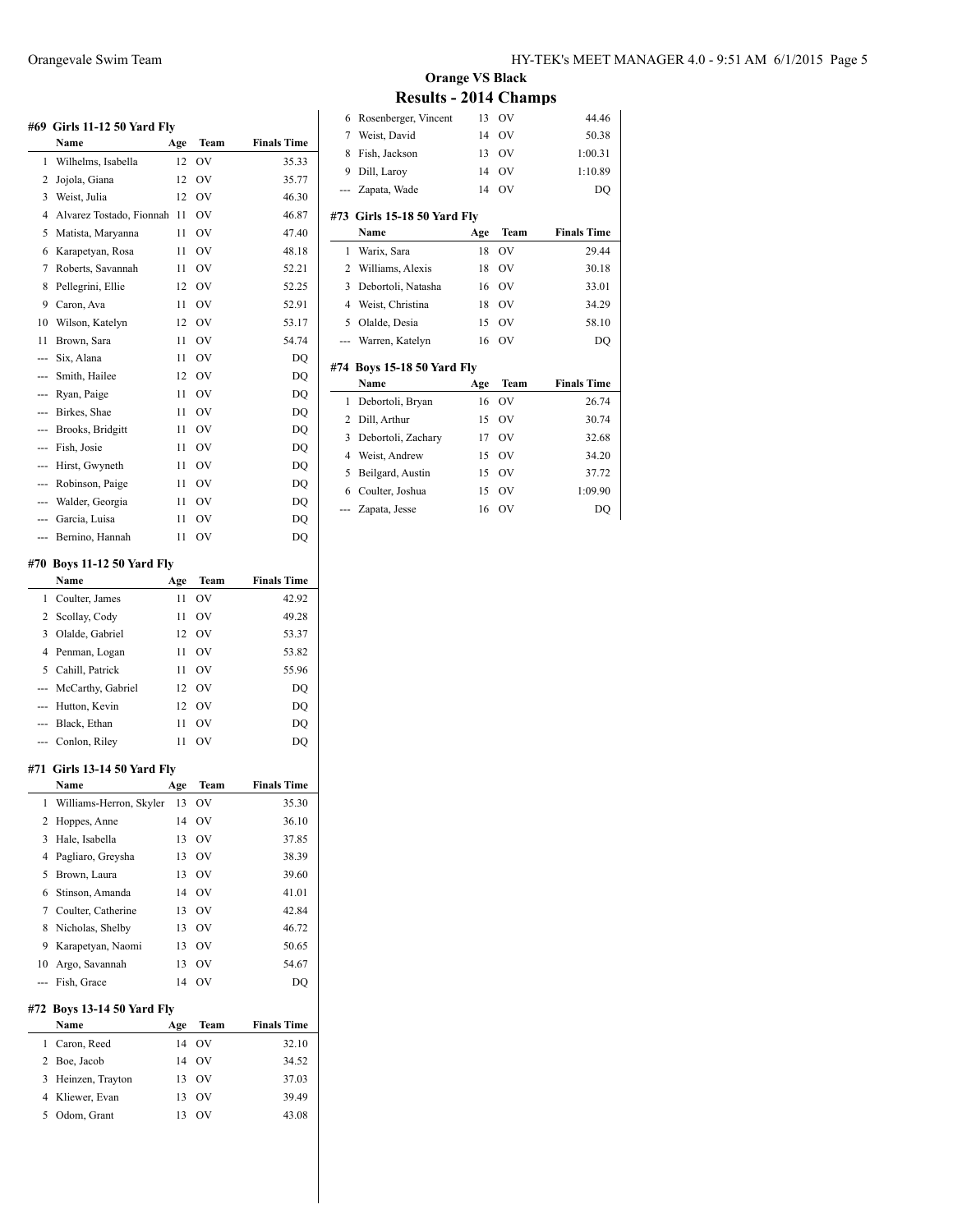## Orange VS Black

## Results - 2014 Champs

### #69 Girls 11-12 50 Yard Fly

| | Name | Age | Team | Finals Time |
|---|---|---|---|---|
| 1 | Wilhelms, Isabella | 12 | OV | 35.33 |
| 2 | Jojola, Giana | 12 | OV | 35.77 |
| 3 | Weist, Julia | 12 | OV | 46.30 |
| 4 | Alvarez Tostado, Fionnah | 11 | OV | 46.87 |
| 5 | Matista, Maryanna | 11 | OV | 47.40 |
| 6 | Karapetyan, Rosa | 11 | OV | 48.18 |
| 7 | Roberts, Savannah | 11 | OV | 52.21 |
| 8 | Pellegrini, Ellie | 12 | OV | 52.25 |
| 9 | Caron, Ava | 11 | OV | 52.91 |
| 10 | Wilson, Katelyn | 12 | OV | 53.17 |
| 11 | Brown, Sara | 11 | OV | 54.74 |
| --- | Six, Alana | 11 | OV | DQ |
| --- | Smith, Hailee | 12 | OV | DQ |
| --- | Ryan, Paige | 11 | OV | DQ |
| --- | Birkes, Shae | 11 | OV | DQ |
| --- | Brooks, Bridgitt | 11 | OV | DQ |
| --- | Fish, Josie | 11 | OV | DQ |
| --- | Hirst, Gwyneth | 11 | OV | DQ |
| --- | Robinson, Paige | 11 | OV | DQ |
| --- | Walder, Georgia | 11 | OV | DQ |
| --- | Garcia, Luisa | 11 | OV | DQ |
| --- | Bernino, Hannah | 11 | OV | DQ |

### #70 Boys 11-12 50 Yard Fly

| | Name | Age | Team | Finals Time |
|---|---|---|---|---|
| 1 | Coulter, James | 11 | OV | 42.92 |
| 2 | Scollay, Cody | 11 | OV | 49.28 |
| 3 | Olalde, Gabriel | 12 | OV | 53.37 |
| 4 | Penman, Logan | 11 | OV | 53.82 |
| 5 | Cahill, Patrick | 11 | OV | 55.96 |
| --- | McCarthy, Gabriel | 12 | OV | DQ |
| --- | Hutton, Kevin | 12 | OV | DQ |
| --- | Black, Ethan | 11 | OV | DQ |
| --- | Conlon, Riley | 11 | OV | DQ |

### #71 Girls 13-14 50 Yard Fly

| | Name | Age | Team | Finals Time |
|---|---|---|---|---|
| 1 | Williams-Herron, Skyler | 13 | OV | 35.30 |
| 2 | Hoppes, Anne | 14 | OV | 36.10 |
| 3 | Hale, Isabella | 13 | OV | 37.85 |
| 4 | Pagliaro, Greysha | 13 | OV | 38.39 |
| 5 | Brown, Laura | 13 | OV | 39.60 |
| 6 | Stinson, Amanda | 14 | OV | 41.01 |
| 7 | Coulter, Catherine | 13 | OV | 42.84 |
| 8 | Nicholas, Shelby | 13 | OV | 46.72 |
| 9 | Karapetyan, Naomi | 13 | OV | 50.65 |
| 10 | Argo, Savannah | 13 | OV | 54.67 |
| --- | Fish, Grace | 14 | OV | DQ |

### #72 Boys 13-14 50 Yard Fly

| | Name | Age | Team | Finals Time |
|---|---|---|---|---|
| 1 | Caron, Reed | 14 | OV | 32.10 |
| 2 | Boe, Jacob | 14 | OV | 34.52 |
| 3 | Heinzen, Trayton | 13 | OV | 37.03 |
| 4 | Kliewer, Evan | 13 | OV | 39.49 |
| 5 | Odom, Grant | 13 | OV | 43.08 |
| 6 | Rosenberger, Vincent | 13 | OV | 44.46 |
| 7 | Weist, David | 14 | OV | 50.38 |
| 8 | Fish, Jackson | 13 | OV | 1:00.31 |
| 9 | Dill, Laroy | 14 | OV | 1:10.89 |
| --- | Zapata, Wade | 14 | OV | DQ |

### #73 Girls 15-18 50 Yard Fly

| | Name | Age | Team | Finals Time |
|---|---|---|---|---|
| 1 | Warix, Sara | 18 | OV | 29.44 |
| 2 | Williams, Alexis | 18 | OV | 30.18 |
| 3 | Debortoli, Natasha | 16 | OV | 33.01 |
| 4 | Weist, Christina | 18 | OV | 34.29 |
| 5 | Olalde, Desia | 15 | OV | 58.10 |
| --- | Warren, Katelyn | 16 | OV | DQ |

### #74 Boys 15-18 50 Yard Fly

| | Name | Age | Team | Finals Time |
|---|---|---|---|---|
| 1 | Debortoli, Bryan | 16 | OV | 26.74 |
| 2 | Dill, Arthur | 15 | OV | 30.74 |
| 3 | Debortoli, Zachary | 17 | OV | 32.68 |
| 4 | Weist, Andrew | 15 | OV | 34.20 |
| 5 | Beilgard, Austin | 15 | OV | 37.72 |
| 6 | Coulter, Joshua | 15 | OV | 1:09.90 |
| --- | Zapata, Jesse | 16 | OV | DQ |